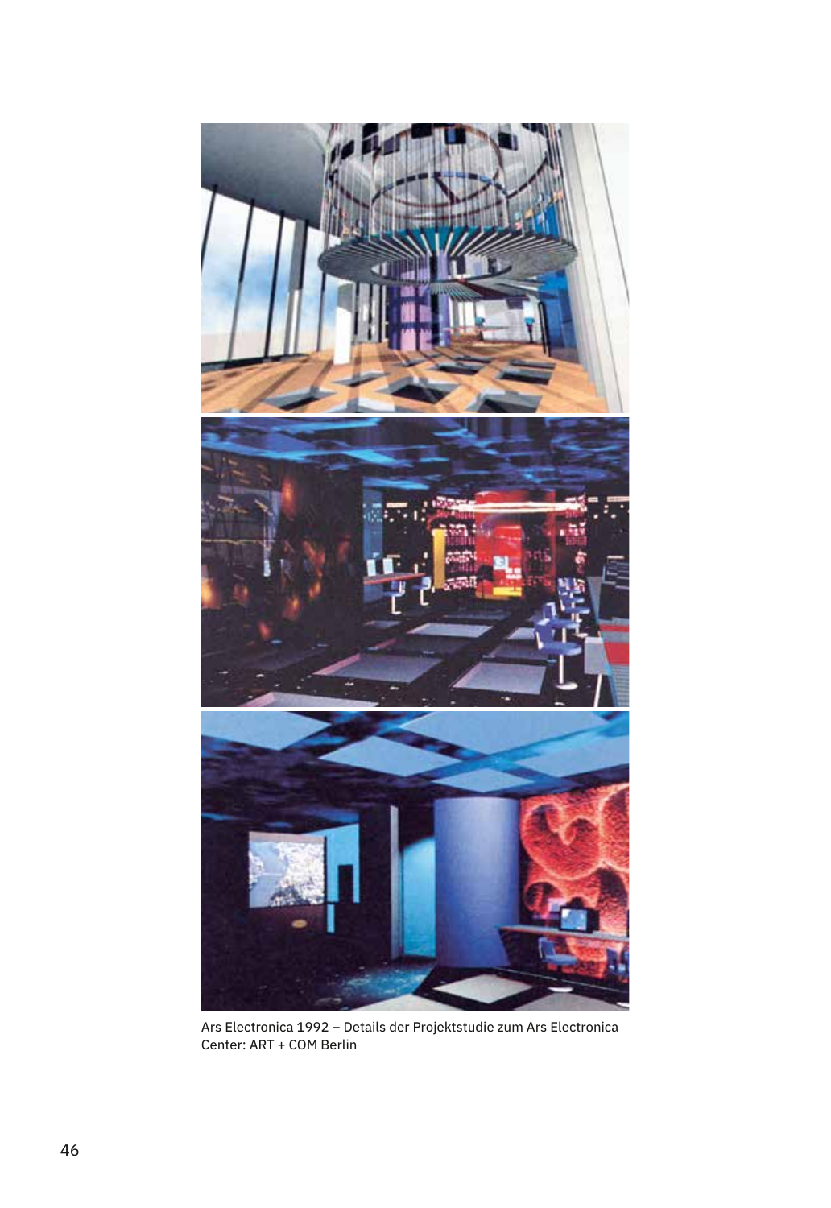Ars Electronica 1992 – Details der Projektstudie zum Ars Electronica Center: ART + COM Berlin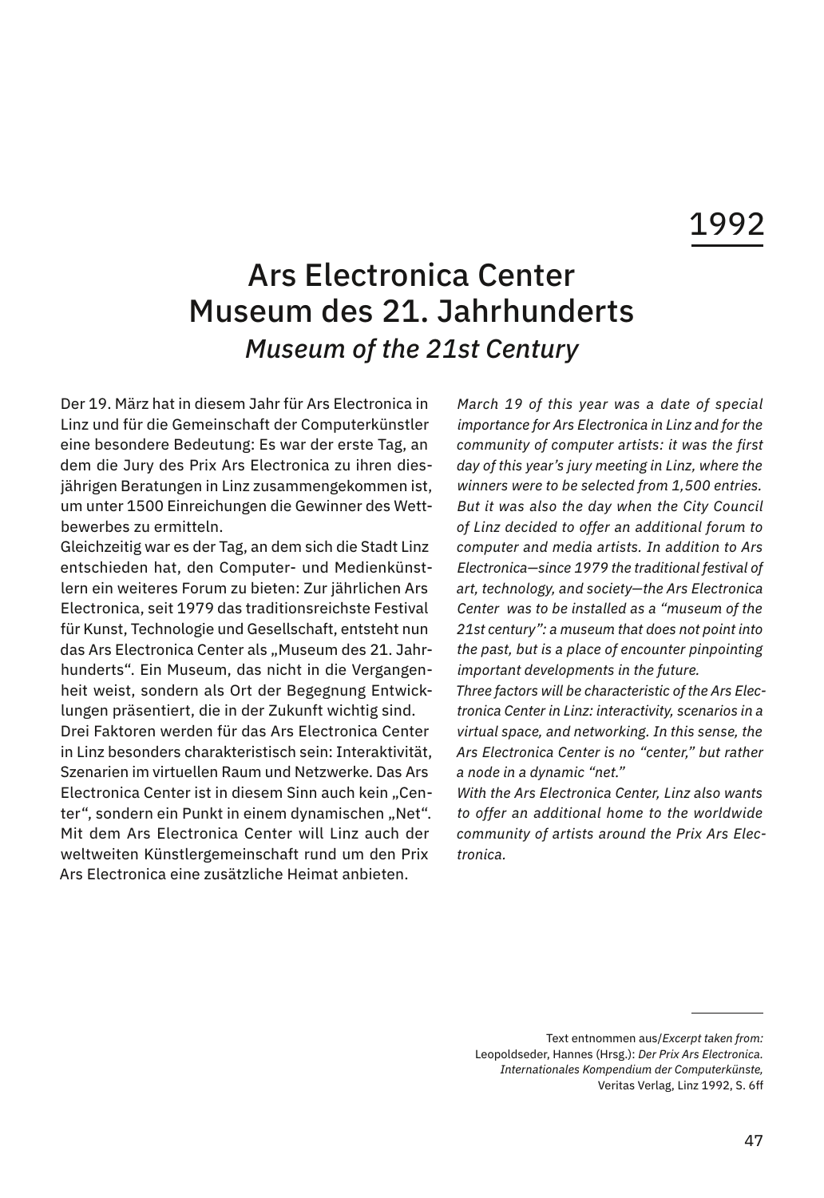# 1992

## Ars Electronica Center
## Museum des 21. Jahrhunderts
### *Museum of the 21st Century*

Der 19. März hat in diesem Jahr für Ars Electronica in Linz und für die Gemeinschaft der Computerkünstler eine besondere Bedeutung: Es war der erste Tag, an dem die Jury des Prix Ars Electronica zu ihren diesjährigen Beratungen in Linz zusammengekommen ist, um unter 1500 Einreichungen die Gewinner des Wettbewerbes zu ermitteln.
Gleichzeitig war es der Tag, an dem sich die Stadt Linz entschieden hat, den Computer- und Medienkünstlern ein weiteres Forum zu bieten: Zur jährlichen Ars Electronica, seit 1979 das traditionsreichste Festival für Kunst, Technologie und Gesellschaft, entsteht nun das Ars Electronica Center als „Museum des 21. Jahrhunderts". Ein Museum, das nicht in die Vergangenheit weist, sondern als Ort der Begegnung Entwicklungen präsentiert, die in der Zukunft wichtig sind.
Drei Faktoren werden für das Ars Electronica Center in Linz besonders charakteristisch sein: Interaktivität, Szenarien im virtuellen Raum und Netzwerke. Das Ars Electronica Center ist in diesem Sinn auch kein „Center", sondern ein Punkt in einem dynamischen „Net". Mit dem Ars Electronica Center will Linz auch der weltweiten Künstlergemeinschaft rund um den Prix Ars Electronica eine zusätzliche Heimat anbieten.

*March 19 of this year was a date of special importance for Ars Electronica in Linz and for the community of computer artists: it was the first day of this year's jury meeting in Linz, where the winners were to be selected from 1,500 entries. But it was also the day when the City Council of Linz decided to offer an additional forum to computer and media artists. In addition to Ars Electronica—since 1979 the traditional festival of art, technology, and society—the Ars Electronica Center was to be installed as a "museum of the 21st century": a museum that does not point into the past, but is a place of encounter pinpointing important developments in the future.*
*Three factors will be characteristic of the Ars Electronica Center in Linz: interactivity, scenarios in a virtual space, and networking. In this sense, the Ars Electronica Center is no "center," but rather a node in a dynamic "net."*
*With the Ars Electronica Center, Linz also wants to offer an additional home to the worldwide community of artists around the Prix Ars Electronica.*

---

Text entnommen aus/*Excerpt taken from:*
Leopoldseder, Hannes (Hrsg.): *Der Prix Ars Electronica. Internationales Kompendium der Computerkünste,*
Veritas Verlag, Linz 1992, S. 6ff